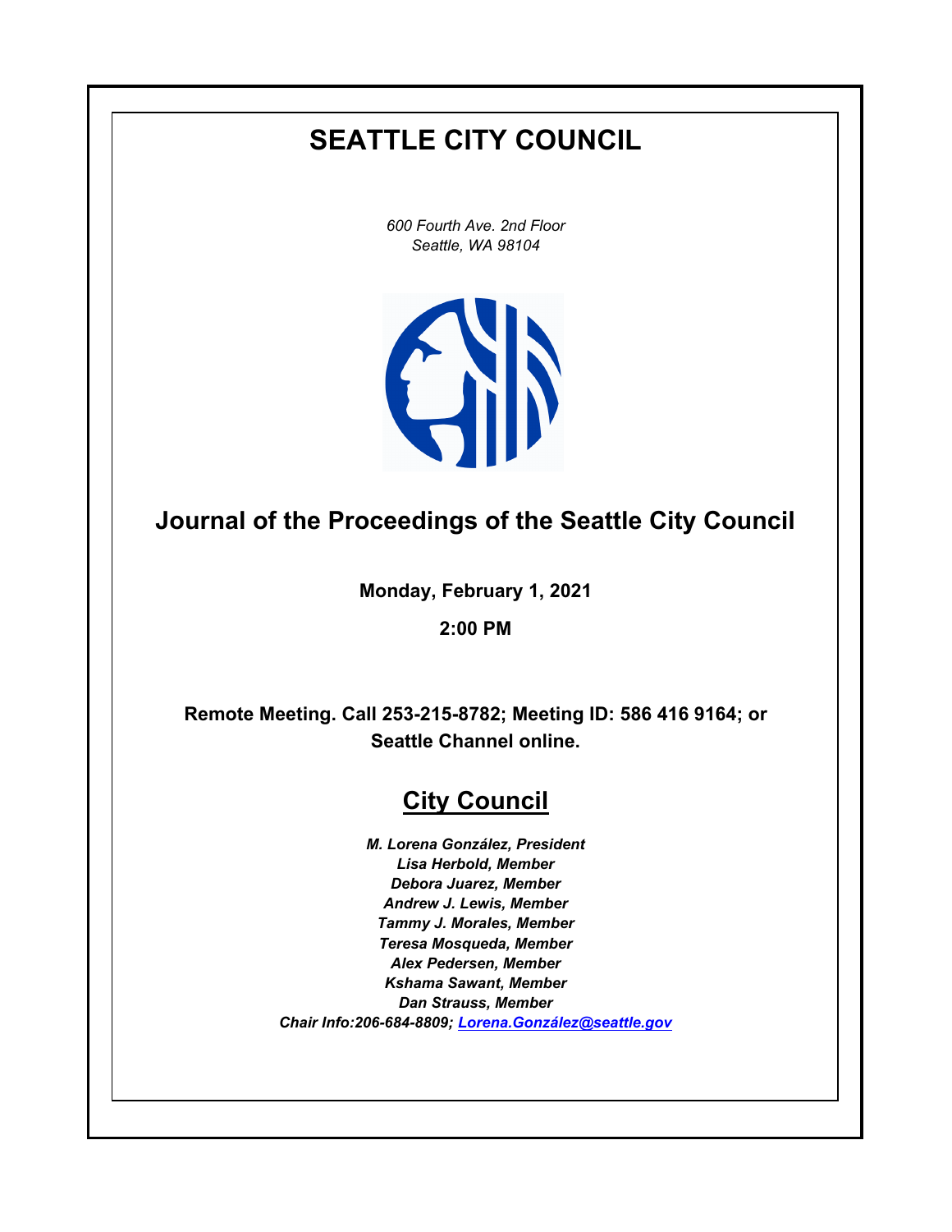# SEATTLE CITY COUNCIL

*600 Fourth Ave. 2nd Floor*
*Seattle, WA 98104*

## Journal of the Proceedings of the Seattle City Council

**Monday, February 1, 2021**

**2:00 PM**

**Remote Meeting. Call 253-215-8782; Meeting ID: 586 416 9164; or Seattle Channel online.**

## City Council

***M. Lorena González, President***
***Lisa Herbold, Member***
***Debora Juarez, Member***
***Andrew J. Lewis, Member***
***Tammy J. Morales, Member***
***Teresa Mosqueda, Member***
***Alex Pedersen, Member***
***Kshama Sawant, Member***
***Dan Strauss, Member***
***Chair Info:206-684-8809; Lorena.González@seattle.gov***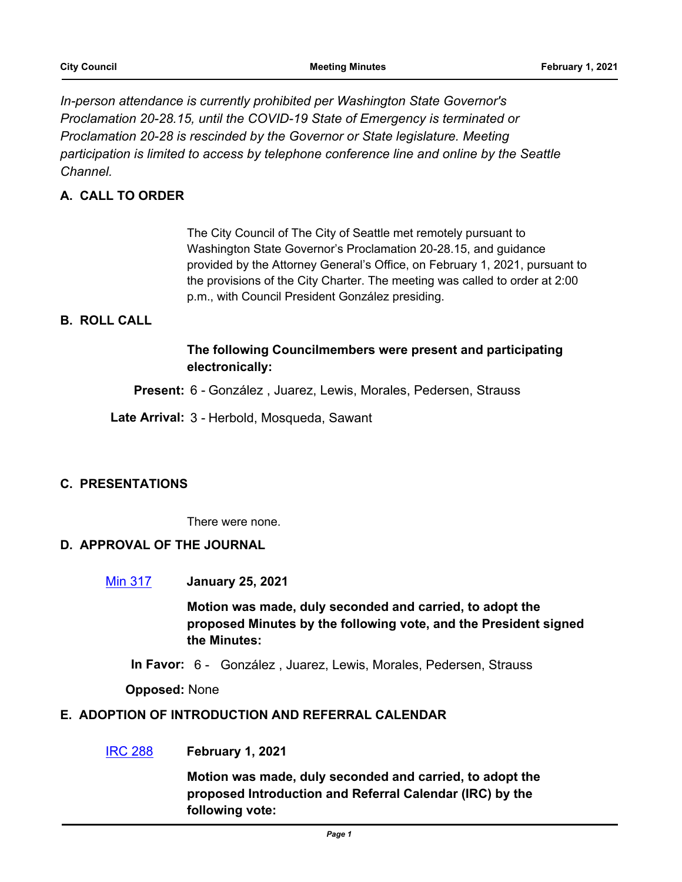*In-person attendance is currently prohibited per Washington State Governor's Proclamation 20-28.15, until the COVID-19 State of Emergency is terminated or Proclamation 20-28 is rescinded by the Governor or State legislature. Meeting participation is limited to access by telephone conference line and online by the Seattle Channel.*

## A. CALL TO ORDER

The City Council of The City of Seattle met remotely pursuant to Washington State Governor's Proclamation 20-28.15, and guidance provided by the Attorney General's Office, on February 1, 2021, pursuant to the provisions of the City Charter. The meeting was called to order at 2:00 p.m., with Council President González presiding.

## B. ROLL CALL

**The following Councilmembers were present and participating electronically:**

**Present:** 6 - González , Juarez, Lewis, Morales, Pedersen, Strauss

**Late Arrival:** 3 - Herbold, Mosqueda, Sawant

## C. PRESENTATIONS

There were none.

## D. APPROVAL OF THE JOURNAL

[Min 317] **January 25, 2021**

**Motion was made, duly seconded and carried, to adopt the proposed Minutes by the following vote, and the President signed the Minutes:**

**In Favor:** 6 - González , Juarez, Lewis, Morales, Pedersen, Strauss

**Opposed:** None

## E. ADOPTION OF INTRODUCTION AND REFERRAL CALENDAR

[IRC 288] **February 1, 2021**

**Motion was made, duly seconded and carried, to adopt the proposed Introduction and Referral Calendar (IRC) by the following vote:**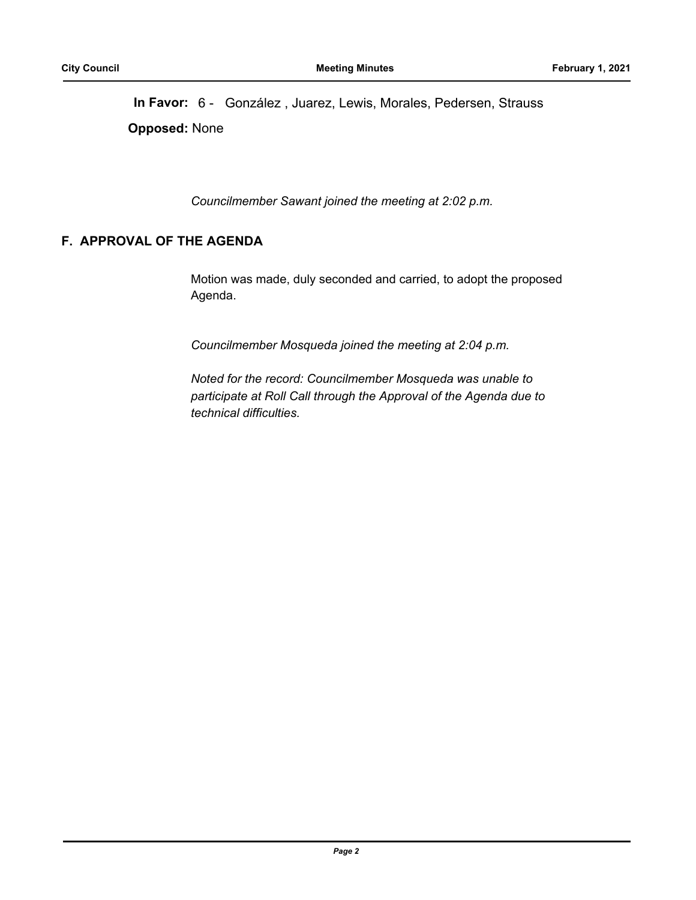**In Favor:** 6 - González , Juarez, Lewis, Morales, Pedersen, Strauss

**Opposed:** None

*Councilmember Sawant joined the meeting at 2:02 p.m.*

## F. APPROVAL OF THE AGENDA

Motion was made, duly seconded and carried, to adopt the proposed Agenda.

*Councilmember Mosqueda joined the meeting at 2:04 p.m.*

*Noted for the record: Councilmember Mosqueda was unable to participate at Roll Call through the Approval of the Agenda due to technical difficulties.*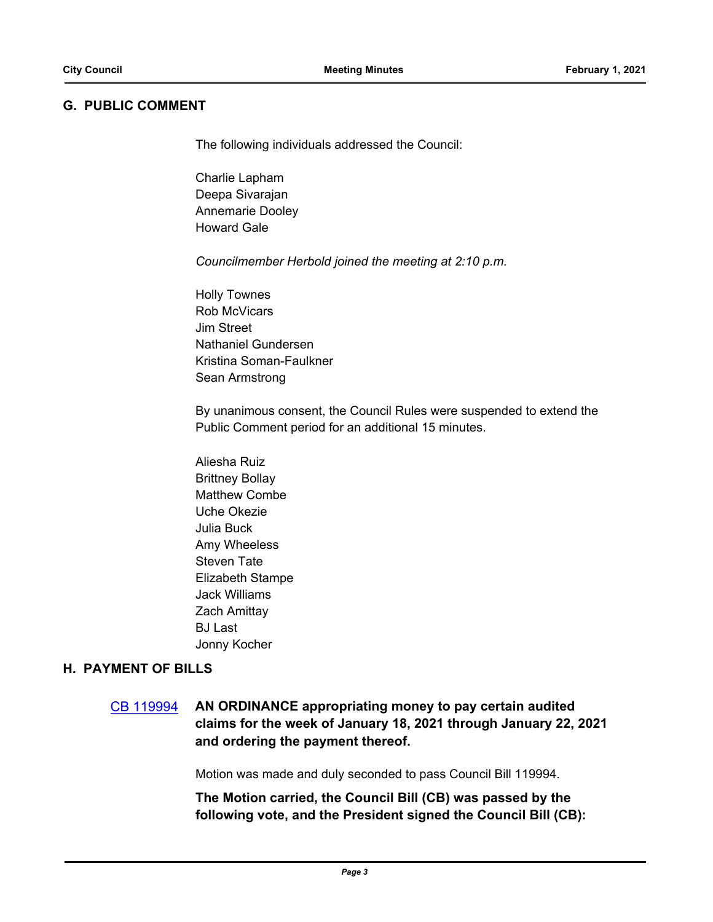## G. PUBLIC COMMENT

The following individuals addressed the Council:

Charlie Lapham
Deepa Sivarajan
Annemarie Dooley
Howard Gale

*Councilmember Herbold joined the meeting at 2:10 p.m.*

Holly Townes
Rob McVicars
Jim Street
Nathaniel Gundersen
Kristina Soman-Faulkner
Sean Armstrong

By unanimous consent, the Council Rules were suspended to extend the Public Comment period for an additional 15 minutes.

Aliesha Ruiz
Brittney Bollay
Matthew Combe
Uche Okezie
Julia Buck
Amy Wheeless
Steven Tate
Elizabeth Stampe
Jack Williams
Zach Amittay
BJ Last
Jonny Kocher

## H. PAYMENT OF BILLS

CB 119994 **AN ORDINANCE appropriating money to pay certain audited claims for the week of January 18, 2021 through January 22, 2021 and ordering the payment thereof.**

Motion was made and duly seconded to pass Council Bill 119994.

**The Motion carried, the Council Bill (CB) was passed by the following vote, and the President signed the Council Bill (CB):**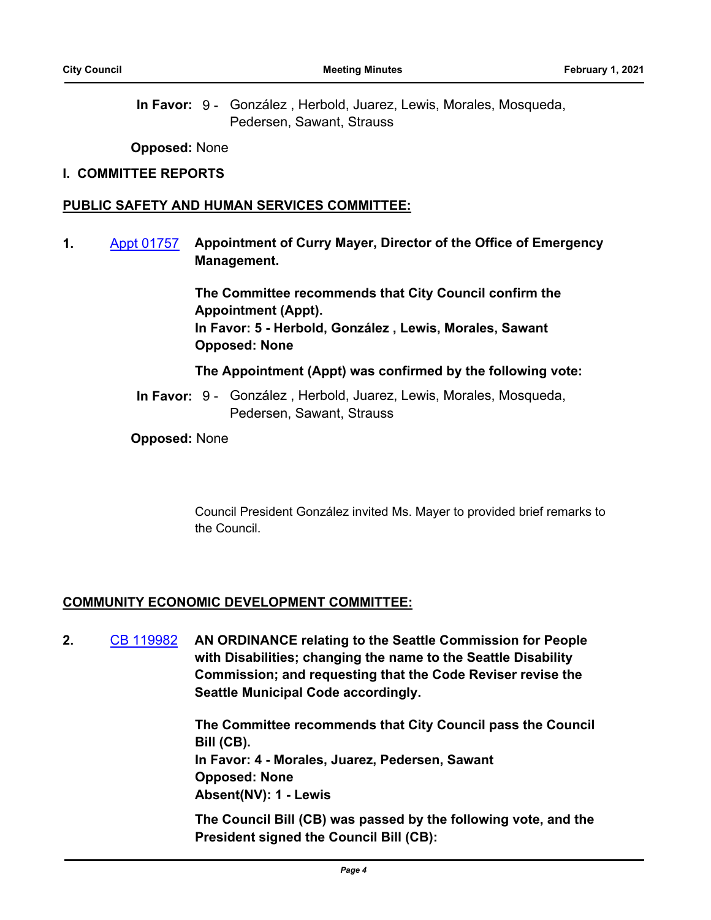**In Favor:** 9 - González , Herbold, Juarez, Lewis, Morales, Mosqueda, Pedersen, Sawant, Strauss

**Opposed:** None

## I. COMMITTEE REPORTS

### PUBLIC SAFETY AND HUMAN SERVICES COMMITTEE:

**1.** Appt 01757 **Appointment of Curry Mayer, Director of the Office of Emergency Management.**

**The Committee recommends that City Council confirm the Appointment (Appt).**
**In Favor: 5 - Herbold, González , Lewis, Morales, Sawant**
**Opposed: None**

**The Appointment (Appt) was confirmed by the following vote:**

**In Favor:** 9 - González , Herbold, Juarez, Lewis, Morales, Mosqueda, Pedersen, Sawant, Strauss

**Opposed:** None

Council President González invited Ms. Mayer to provided brief remarks to the Council.

### COMMUNITY ECONOMIC DEVELOPMENT COMMITTEE:

**2.** CB 119982 **AN ORDINANCE relating to the Seattle Commission for People with Disabilities; changing the name to the Seattle Disability Commission; and requesting that the Code Reviser revise the Seattle Municipal Code accordingly.**

**The Committee recommends that City Council pass the Council Bill (CB).**
**In Favor: 4 - Morales, Juarez, Pedersen, Sawant**
**Opposed: None**
**Absent(NV): 1 - Lewis**

**The Council Bill (CB) was passed by the following vote, and the President signed the Council Bill (CB):**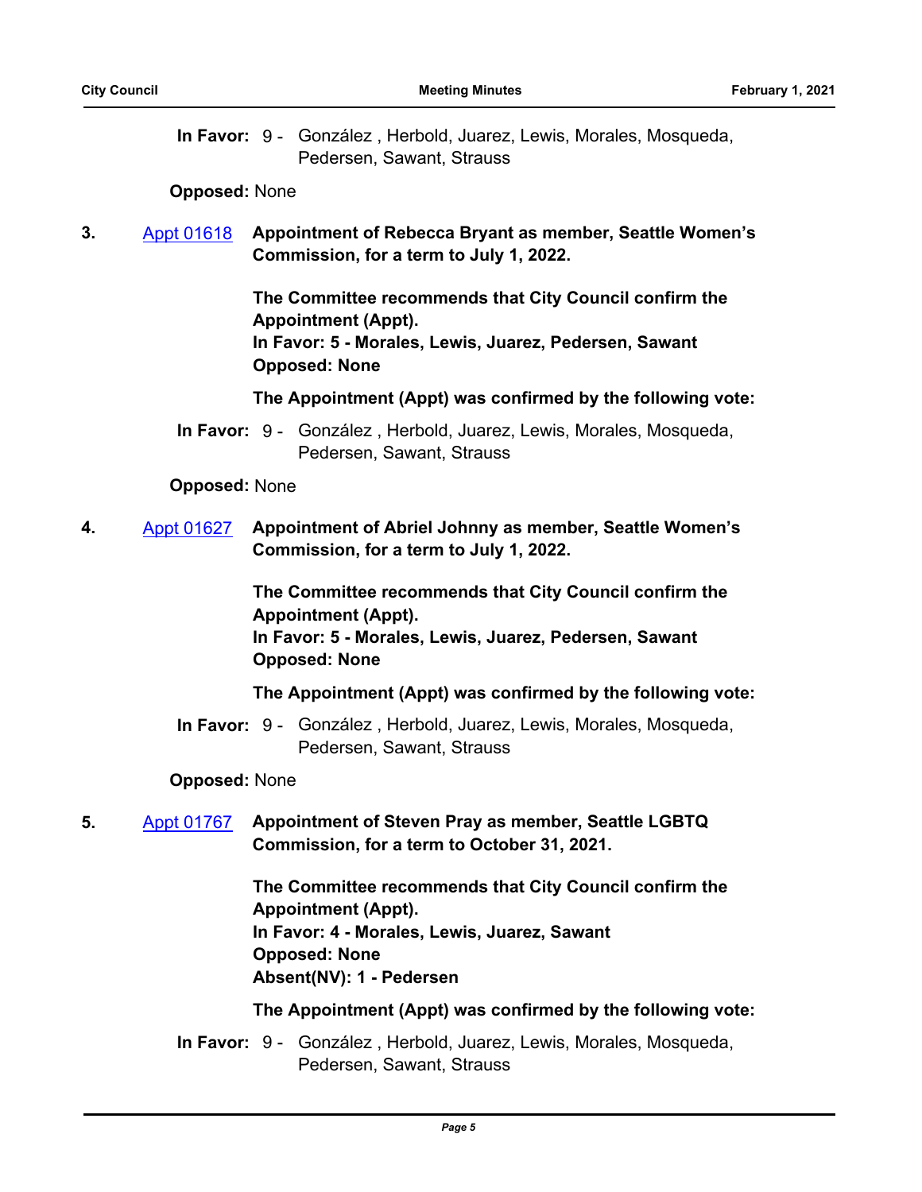**In Favor:** 9 - González , Herbold, Juarez, Lewis, Morales, Mosqueda, Pedersen, Sawant, Strauss

**Opposed:** None

**3.** [Appt 01618](Appt 01618) **Appointment of Rebecca Bryant as member, Seattle Women's Commission, for a term to July 1, 2022.**

**The Committee recommends that City Council confirm the Appointment (Appt).**
**In Favor: 5 - Morales, Lewis, Juarez, Pedersen, Sawant**
**Opposed: None**

**The Appointment (Appt) was confirmed by the following vote:**

**In Favor:** 9 - González , Herbold, Juarez, Lewis, Morales, Mosqueda, Pedersen, Sawant, Strauss

**Opposed:** None

**4.** [Appt 01627](Appt 01627) **Appointment of Abriel Johnny as member, Seattle Women's Commission, for a term to July 1, 2022.**

**The Committee recommends that City Council confirm the Appointment (Appt).**
**In Favor: 5 - Morales, Lewis, Juarez, Pedersen, Sawant**
**Opposed: None**

**The Appointment (Appt) was confirmed by the following vote:**

**In Favor:** 9 - González , Herbold, Juarez, Lewis, Morales, Mosqueda, Pedersen, Sawant, Strauss

**Opposed:** None

**5.** [Appt 01767](Appt 01767) **Appointment of Steven Pray as member, Seattle LGBTQ Commission, for a term to October 31, 2021.**

**The Committee recommends that City Council confirm the Appointment (Appt).**
**In Favor: 4 - Morales, Lewis, Juarez, Sawant**
**Opposed: None**
**Absent(NV): 1 - Pedersen**

**The Appointment (Appt) was confirmed by the following vote:**

**In Favor:** 9 - González , Herbold, Juarez, Lewis, Morales, Mosqueda, Pedersen, Sawant, Strauss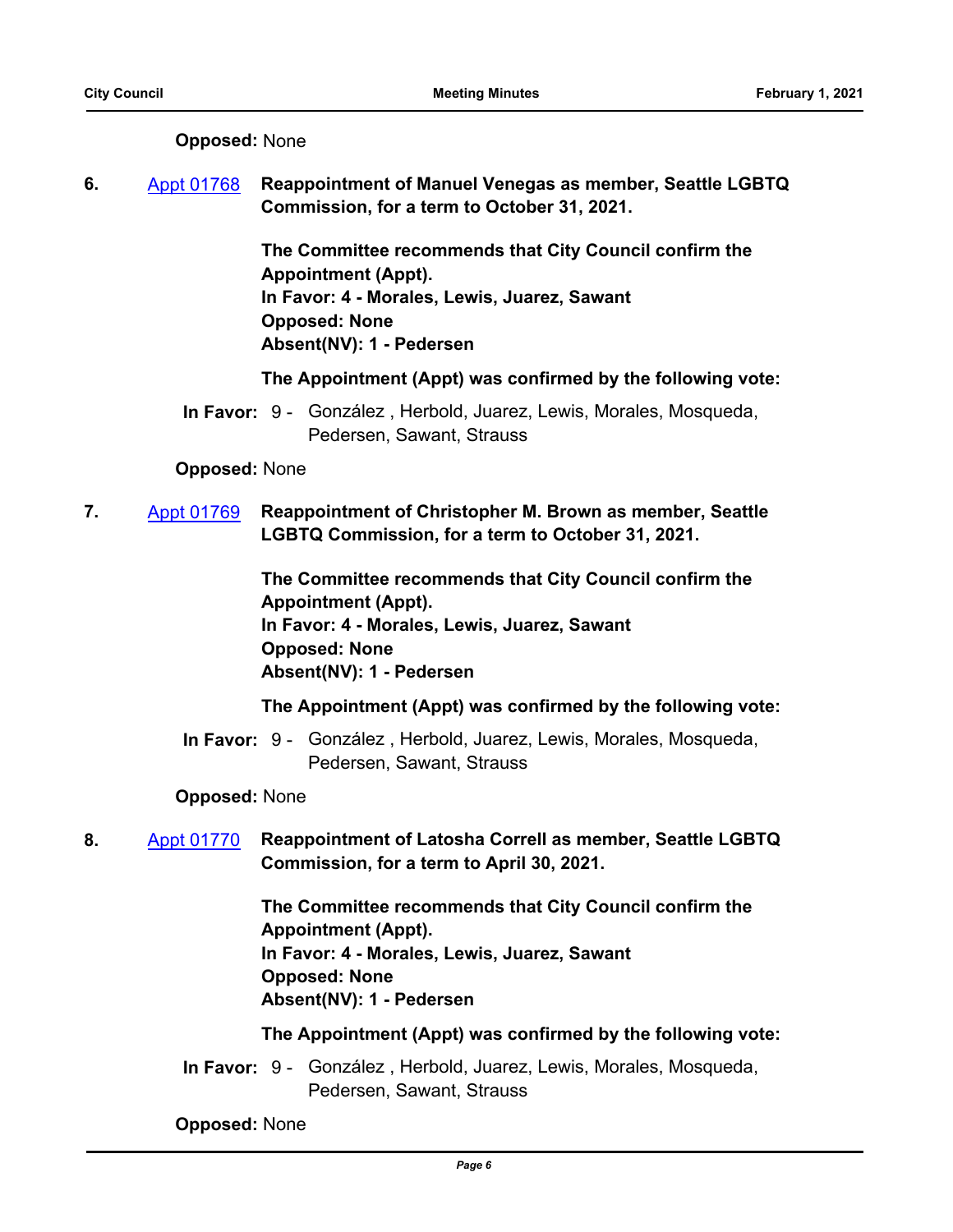**Opposed:** None

6. [Appt 01768](#) **Reappointment of Manuel Venegas as member, Seattle LGBTQ Commission, for a term to October 31, 2021.**

   **The Committee recommends that City Council confirm the Appointment (Appt).**
   **In Favor: 4 - Morales, Lewis, Juarez, Sawant**
   **Opposed: None**
   **Absent(NV): 1 - Pedersen**

   **The Appointment (Appt) was confirmed by the following vote:**

   **In Favor:** 9 - González , Herbold, Juarez, Lewis, Morales, Mosqueda, Pedersen, Sawant, Strauss

   **Opposed:** None

7. [Appt 01769](#) **Reappointment of Christopher M. Brown as member, Seattle LGBTQ Commission, for a term to October 31, 2021.**

   **The Committee recommends that City Council confirm the Appointment (Appt).**
   **In Favor: 4 - Morales, Lewis, Juarez, Sawant**
   **Opposed: None**
   **Absent(NV): 1 - Pedersen**

   **The Appointment (Appt) was confirmed by the following vote:**

   **In Favor:** 9 - González , Herbold, Juarez, Lewis, Morales, Mosqueda, Pedersen, Sawant, Strauss

   **Opposed:** None

8. [Appt 01770](#) **Reappointment of Latosha Correll as member, Seattle LGBTQ Commission, for a term to April 30, 2021.**

   **The Committee recommends that City Council confirm the Appointment (Appt).**
   **In Favor: 4 - Morales, Lewis, Juarez, Sawant**
   **Opposed: None**
   **Absent(NV): 1 - Pedersen**

   **The Appointment (Appt) was confirmed by the following vote:**

   **In Favor:** 9 - González , Herbold, Juarez, Lewis, Morales, Mosqueda, Pedersen, Sawant, Strauss

   **Opposed:** None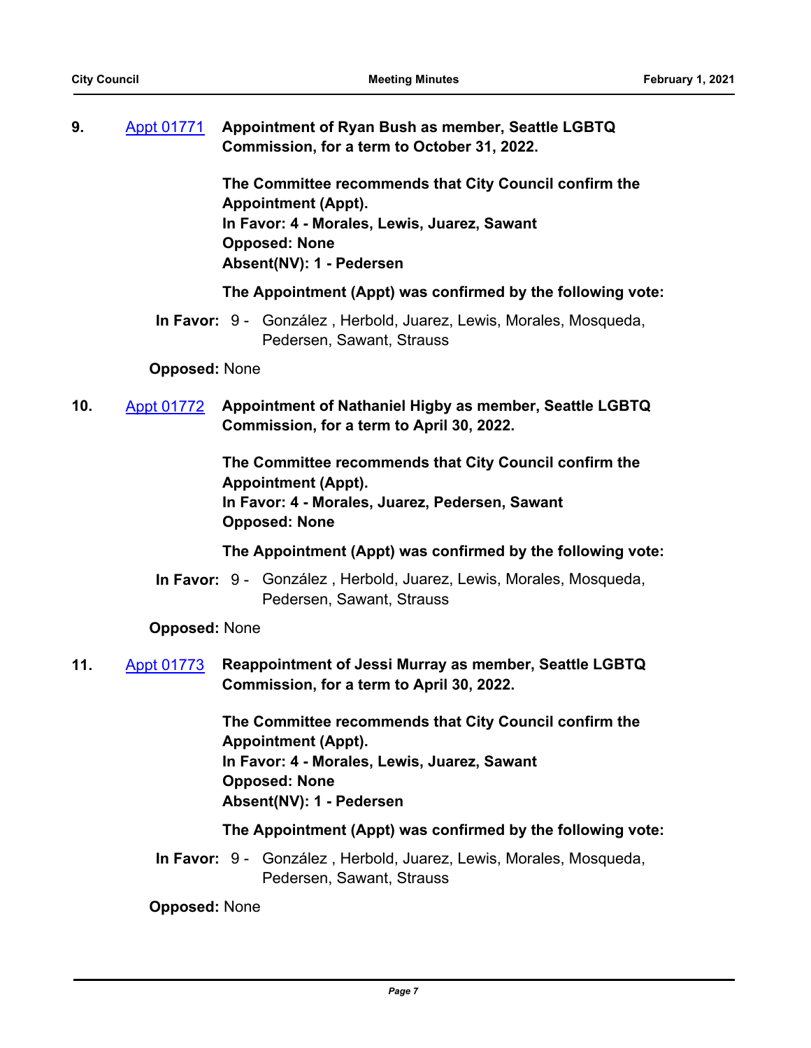**9.** [Appt 01771](#) **Appointment of Ryan Bush as member, Seattle LGBTQ Commission, for a term to October 31, 2022.**

**The Committee recommends that City Council confirm the Appointment (Appt).**
**In Favor: 4 - Morales, Lewis, Juarez, Sawant**
**Opposed: None**
**Absent(NV): 1 - Pedersen**

**The Appointment (Appt) was confirmed by the following vote:**

**In Favor:** 9 - González , Herbold, Juarez, Lewis, Morales, Mosqueda, Pedersen, Sawant, Strauss

**Opposed:** None

**10.** [Appt 01772](#) **Appointment of Nathaniel Higby as member, Seattle LGBTQ Commission, for a term to April 30, 2022.**

**The Committee recommends that City Council confirm the Appointment (Appt).**
**In Favor: 4 - Morales, Juarez, Pedersen, Sawant**
**Opposed: None**

**The Appointment (Appt) was confirmed by the following vote:**

**In Favor:** 9 - González , Herbold, Juarez, Lewis, Morales, Mosqueda, Pedersen, Sawant, Strauss

**Opposed:** None

**11.** [Appt 01773](#) **Reappointment of Jessi Murray as member, Seattle LGBTQ Commission, for a term to April 30, 2022.**

**The Committee recommends that City Council confirm the Appointment (Appt).**
**In Favor: 4 - Morales, Lewis, Juarez, Sawant**
**Opposed: None**
**Absent(NV): 1 - Pedersen**

**The Appointment (Appt) was confirmed by the following vote:**

**In Favor:** 9 - González , Herbold, Juarez, Lewis, Morales, Mosqueda, Pedersen, Sawant, Strauss

**Opposed:** None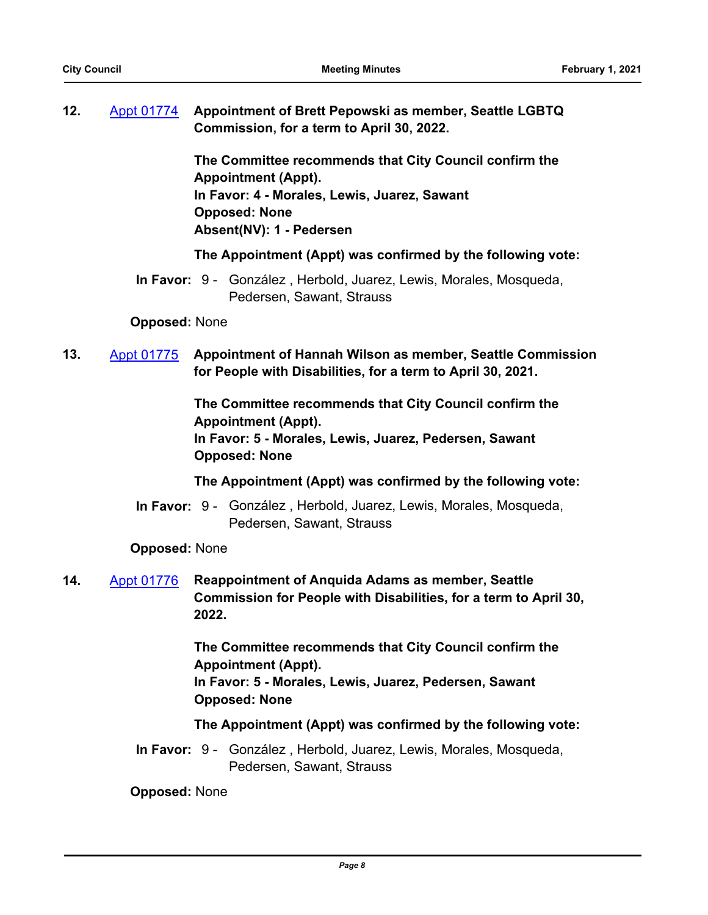**12.** Appt 01774 **Appointment of Brett Pepowski as member, Seattle LGBTQ Commission, for a term to April 30, 2022.**

**The Committee recommends that City Council confirm the Appointment (Appt).**
**In Favor: 4 - Morales, Lewis, Juarez, Sawant**
**Opposed: None**
**Absent(NV): 1 - Pedersen**

**The Appointment (Appt) was confirmed by the following vote:**

**In Favor:** 9 - González , Herbold, Juarez, Lewis, Morales, Mosqueda, Pedersen, Sawant, Strauss

**Opposed:** None

**13.** Appt 01775 **Appointment of Hannah Wilson as member, Seattle Commission for People with Disabilities, for a term to April 30, 2021.**

**The Committee recommends that City Council confirm the Appointment (Appt).**
**In Favor: 5 - Morales, Lewis, Juarez, Pedersen, Sawant**
**Opposed: None**

**The Appointment (Appt) was confirmed by the following vote:**

**In Favor:** 9 - González , Herbold, Juarez, Lewis, Morales, Mosqueda, Pedersen, Sawant, Strauss

**Opposed:** None

**14.** Appt 01776 **Reappointment of Anquida Adams as member, Seattle Commission for People with Disabilities, for a term to April 30, 2022.**

**The Committee recommends that City Council confirm the Appointment (Appt).**
**In Favor: 5 - Morales, Lewis, Juarez, Pedersen, Sawant**
**Opposed: None**

**The Appointment (Appt) was confirmed by the following vote:**

**In Favor:** 9 - González , Herbold, Juarez, Lewis, Morales, Mosqueda, Pedersen, Sawant, Strauss

**Opposed:** None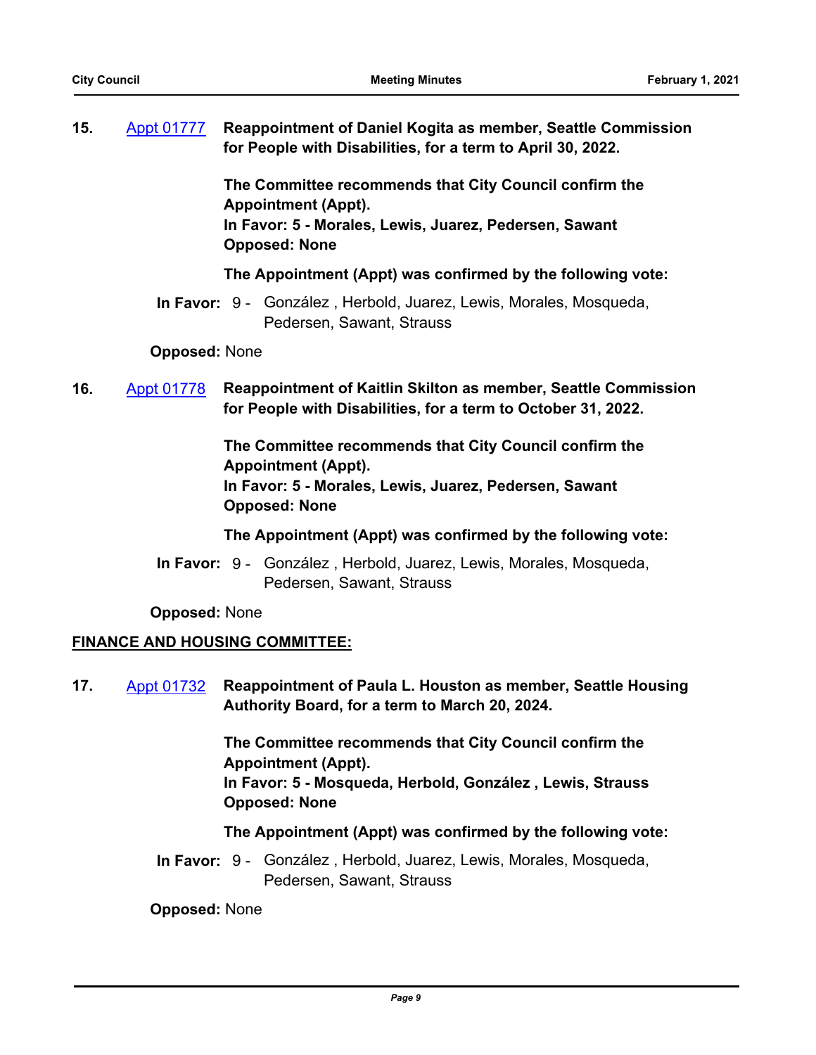15. Appt 01777 **Reappointment of Daniel Kogita as member, Seattle Commission for People with Disabilities, for a term to April 30, 2022.**

**The Committee recommends that City Council confirm the Appointment (Appt).**
**In Favor: 5 - Morales, Lewis, Juarez, Pedersen, Sawant**
**Opposed: None**

**The Appointment (Appt) was confirmed by the following vote:**

**In Favor:** 9 - González , Herbold, Juarez, Lewis, Morales, Mosqueda, Pedersen, Sawant, Strauss

**Opposed:** None

16. Appt 01778 **Reappointment of Kaitlin Skilton as member, Seattle Commission for People with Disabilities, for a term to October 31, 2022.**

**The Committee recommends that City Council confirm the Appointment (Appt).**
**In Favor: 5 - Morales, Lewis, Juarez, Pedersen, Sawant**
**Opposed: None**

**The Appointment (Appt) was confirmed by the following vote:**

**In Favor:** 9 - González , Herbold, Juarez, Lewis, Morales, Mosqueda, Pedersen, Sawant, Strauss

**Opposed:** None

## FINANCE AND HOUSING COMMITTEE:

17. Appt 01732 **Reappointment of Paula L. Houston as member, Seattle Housing Authority Board, for a term to March 20, 2024.**

**The Committee recommends that City Council confirm the Appointment (Appt).**
**In Favor: 5 - Mosqueda, Herbold, González , Lewis, Strauss**
**Opposed: None**

**The Appointment (Appt) was confirmed by the following vote:**

**In Favor:** 9 - González , Herbold, Juarez, Lewis, Morales, Mosqueda, Pedersen, Sawant, Strauss

**Opposed:** None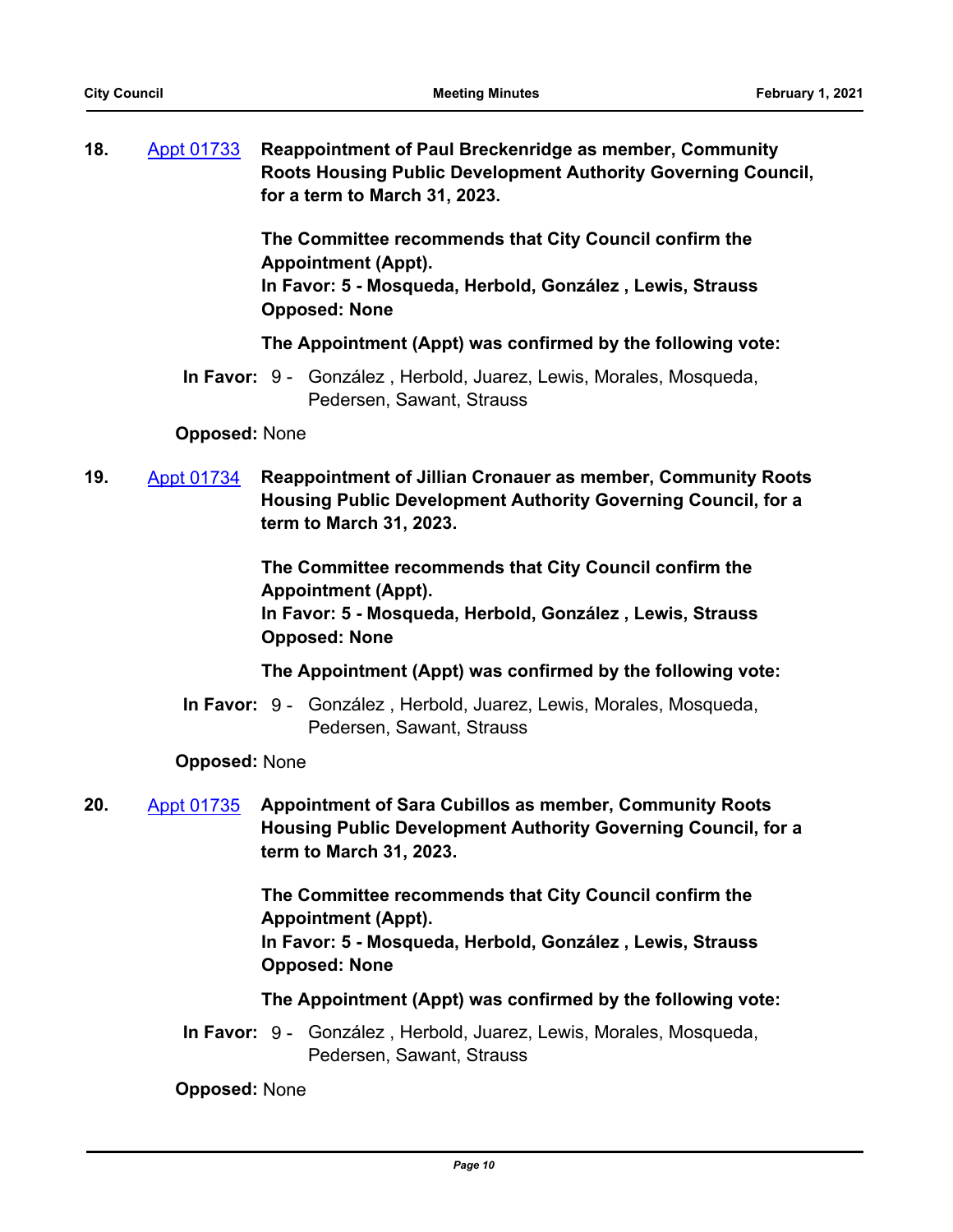**18.** [Appt 01733] **Reappointment of Paul Breckenridge as member, Community Roots Housing Public Development Authority Governing Council, for a term to March 31, 2023.**

**The Committee recommends that City Council confirm the Appointment (Appt).**
**In Favor: 5 - Mosqueda, Herbold, González , Lewis, Strauss**
**Opposed: None**

**The Appointment (Appt) was confirmed by the following vote:**

**In Favor:** 9 - González , Herbold, Juarez, Lewis, Morales, Mosqueda, Pedersen, Sawant, Strauss

**Opposed:** None

**19.** [Appt 01734] **Reappointment of Jillian Cronauer as member, Community Roots Housing Public Development Authority Governing Council, for a term to March 31, 2023.**

**The Committee recommends that City Council confirm the Appointment (Appt).**
**In Favor: 5 - Mosqueda, Herbold, González , Lewis, Strauss**
**Opposed: None**

**The Appointment (Appt) was confirmed by the following vote:**

**In Favor:** 9 - González , Herbold, Juarez, Lewis, Morales, Mosqueda, Pedersen, Sawant, Strauss

**Opposed:** None

**20.** [Appt 01735] **Appointment of Sara Cubillos as member, Community Roots Housing Public Development Authority Governing Council, for a term to March 31, 2023.**

**The Committee recommends that City Council confirm the Appointment (Appt).**
**In Favor: 5 - Mosqueda, Herbold, González , Lewis, Strauss**
**Opposed: None**

**The Appointment (Appt) was confirmed by the following vote:**

**In Favor:** 9 - González , Herbold, Juarez, Lewis, Morales, Mosqueda, Pedersen, Sawant, Strauss

**Opposed:** None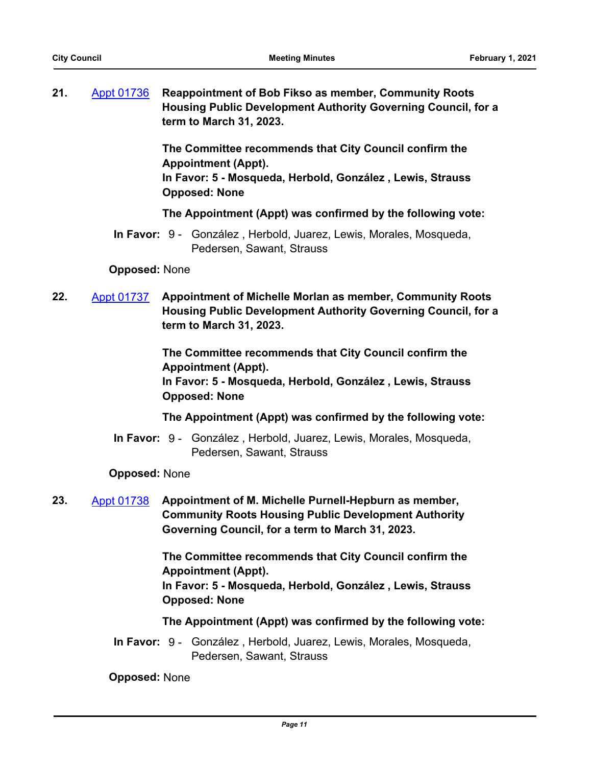**21.** Appt 01736 **Reappointment of Bob Fikso as member, Community Roots Housing Public Development Authority Governing Council, for a term to March 31, 2023.**

**The Committee recommends that City Council confirm the Appointment (Appt).**
**In Favor: 5 - Mosqueda, Herbold, González , Lewis, Strauss**
**Opposed: None**

**The Appointment (Appt) was confirmed by the following vote:**

**In Favor:** 9 - González , Herbold, Juarez, Lewis, Morales, Mosqueda, Pedersen, Sawant, Strauss

**Opposed:** None

**22.** Appt 01737 **Appointment of Michelle Morlan as member, Community Roots Housing Public Development Authority Governing Council, for a term to March 31, 2023.**

**The Committee recommends that City Council confirm the Appointment (Appt).**
**In Favor: 5 - Mosqueda, Herbold, González , Lewis, Strauss**
**Opposed: None**

**The Appointment (Appt) was confirmed by the following vote:**

**In Favor:** 9 - González , Herbold, Juarez, Lewis, Morales, Mosqueda, Pedersen, Sawant, Strauss

**Opposed:** None

**23.** Appt 01738 **Appointment of M. Michelle Purnell-Hepburn as member, Community Roots Housing Public Development Authority Governing Council, for a term to March 31, 2023.**

**The Committee recommends that City Council confirm the Appointment (Appt).**
**In Favor: 5 - Mosqueda, Herbold, González , Lewis, Strauss**
**Opposed: None**

**The Appointment (Appt) was confirmed by the following vote:**

**In Favor:** 9 - González , Herbold, Juarez, Lewis, Morales, Mosqueda, Pedersen, Sawant, Strauss

**Opposed:** None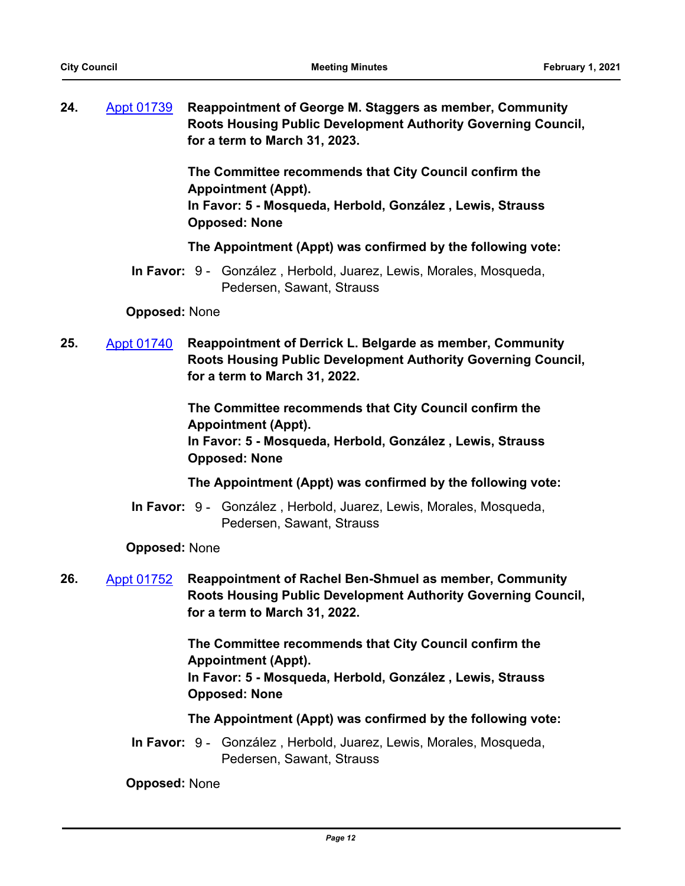**24.** Appt 01739 **Reappointment of George M. Staggers as member, Community Roots Housing Public Development Authority Governing Council, for a term to March 31, 2023.**

**The Committee recommends that City Council confirm the Appointment (Appt).**
**In Favor: 5 - Mosqueda, Herbold, González , Lewis, Strauss**
**Opposed: None**

**The Appointment (Appt) was confirmed by the following vote:**

**In Favor:** 9 - González , Herbold, Juarez, Lewis, Morales, Mosqueda, Pedersen, Sawant, Strauss

**Opposed:** None

**25.** Appt 01740 **Reappointment of Derrick L. Belgarde as member, Community Roots Housing Public Development Authority Governing Council, for a term to March 31, 2022.**

**The Committee recommends that City Council confirm the Appointment (Appt).**
**In Favor: 5 - Mosqueda, Herbold, González , Lewis, Strauss**
**Opposed: None**

**The Appointment (Appt) was confirmed by the following vote:**

**In Favor:** 9 - González , Herbold, Juarez, Lewis, Morales, Mosqueda, Pedersen, Sawant, Strauss

**Opposed:** None

**26.** Appt 01752 **Reappointment of Rachel Ben-Shmuel as member, Community Roots Housing Public Development Authority Governing Council, for a term to March 31, 2022.**

**The Committee recommends that City Council confirm the Appointment (Appt).**
**In Favor: 5 - Mosqueda, Herbold, González , Lewis, Strauss**
**Opposed: None**

**The Appointment (Appt) was confirmed by the following vote:**

**In Favor:** 9 - González , Herbold, Juarez, Lewis, Morales, Mosqueda, Pedersen, Sawant, Strauss

**Opposed:** None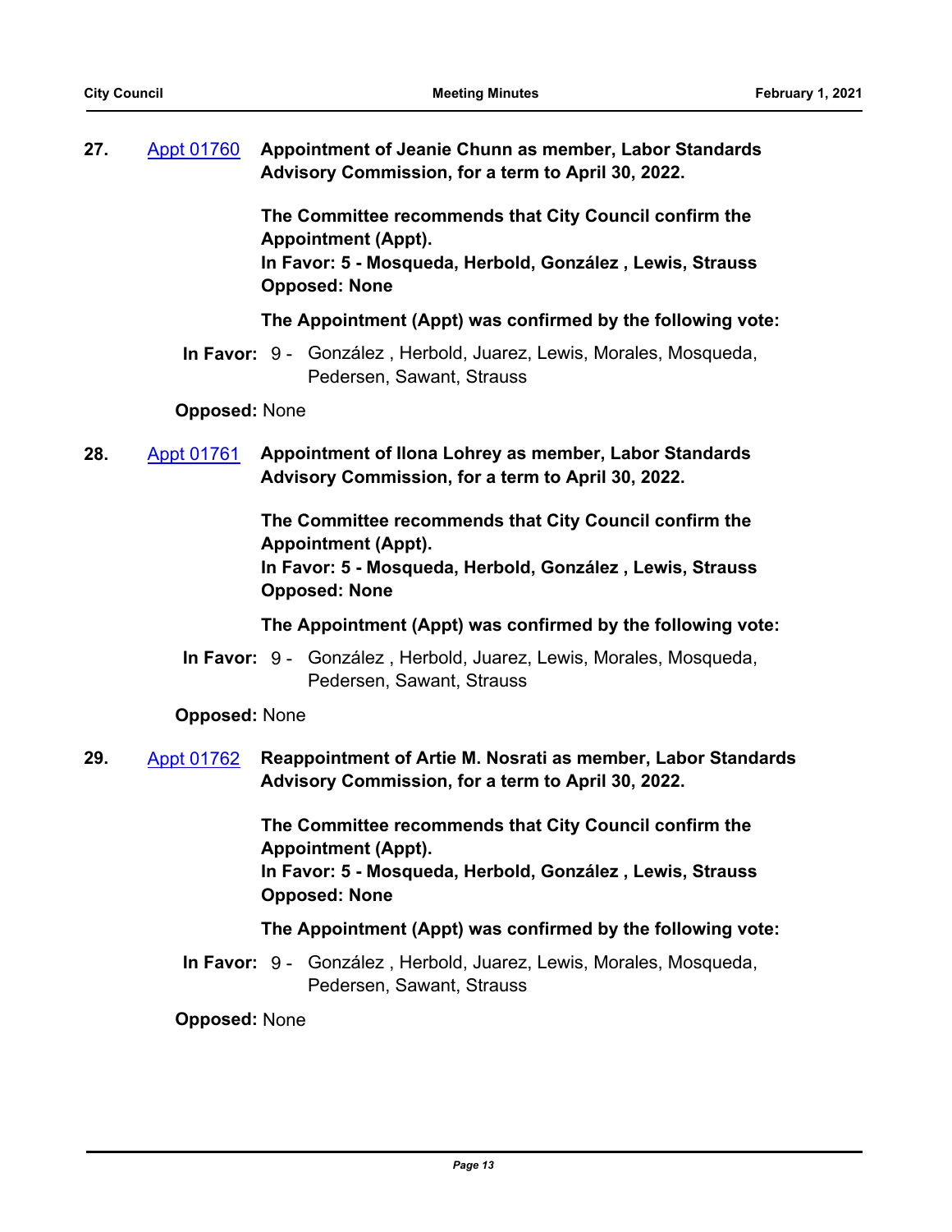**27.** Appt 01760 **Appointment of Jeanie Chunn as member, Labor Standards Advisory Commission, for a term to April 30, 2022.**

**The Committee recommends that City Council confirm the Appointment (Appt).**
**In Favor: 5 - Mosqueda, Herbold, González , Lewis, Strauss**
**Opposed: None**

**The Appointment (Appt) was confirmed by the following vote:**

**In Favor:** 9 - González , Herbold, Juarez, Lewis, Morales, Mosqueda, Pedersen, Sawant, Strauss

**Opposed:** None

**28.** Appt 01761 **Appointment of Ilona Lohrey as member, Labor Standards Advisory Commission, for a term to April 30, 2022.**

**The Committee recommends that City Council confirm the Appointment (Appt).**
**In Favor: 5 - Mosqueda, Herbold, González , Lewis, Strauss**
**Opposed: None**

**The Appointment (Appt) was confirmed by the following vote:**

**In Favor:** 9 - González , Herbold, Juarez, Lewis, Morales, Mosqueda, Pedersen, Sawant, Strauss

**Opposed:** None

**29.** Appt 01762 **Reappointment of Artie M. Nosrati as member, Labor Standards Advisory Commission, for a term to April 30, 2022.**

**The Committee recommends that City Council confirm the Appointment (Appt).**
**In Favor: 5 - Mosqueda, Herbold, González , Lewis, Strauss**
**Opposed: None**

**The Appointment (Appt) was confirmed by the following vote:**

**In Favor:** 9 - González , Herbold, Juarez, Lewis, Morales, Mosqueda, Pedersen, Sawant, Strauss

**Opposed:** None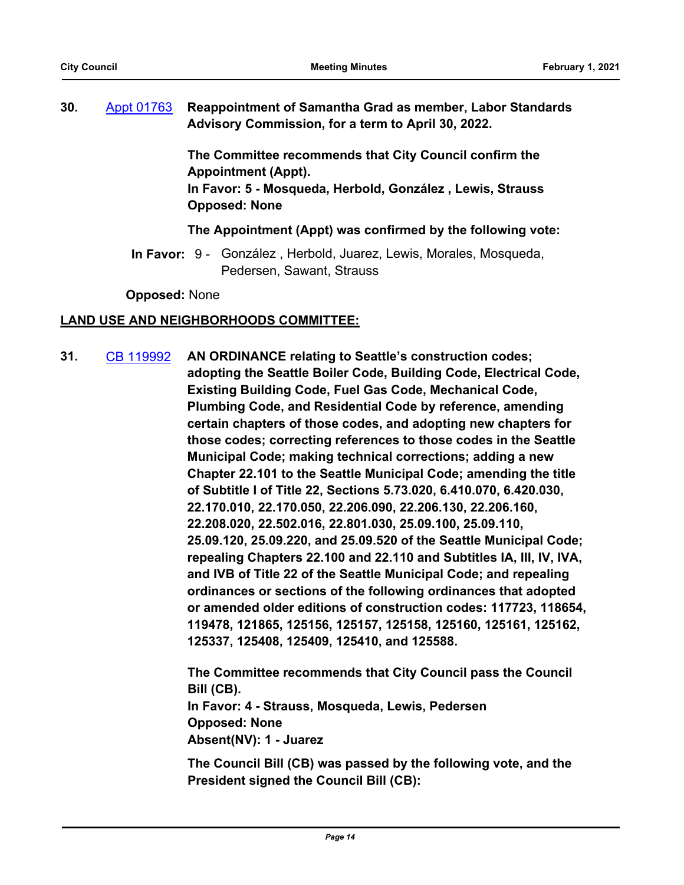**30.** [Appt 01763](#) **Reappointment of Samantha Grad as member, Labor Standards Advisory Commission, for a term to April 30, 2022.**

**The Committee recommends that City Council confirm the Appointment (Appt).**
**In Favor: 5 - Mosqueda, Herbold, González , Lewis, Strauss**
**Opposed: None**

**The Appointment (Appt) was confirmed by the following vote:**

**In Favor:** 9 - González , Herbold, Juarez, Lewis, Morales, Mosqueda, Pedersen, Sawant, Strauss

**Opposed:** None

**LAND USE AND NEIGHBORHOODS COMMITTEE:**

**31.** [CB 119992](#) **AN ORDINANCE relating to Seattle's construction codes; adopting the Seattle Boiler Code, Building Code, Electrical Code, Existing Building Code, Fuel Gas Code, Mechanical Code, Plumbing Code, and Residential Code by reference, amending certain chapters of those codes, and adopting new chapters for those codes; correcting references to those codes in the Seattle Municipal Code; making technical corrections; adding a new Chapter 22.101 to the Seattle Municipal Code; amending the title of Subtitle I of Title 22, Sections 5.73.020, 6.410.070, 6.420.030, 22.170.010, 22.170.050, 22.206.090, 22.206.130, 22.206.160, 22.208.020, 22.502.016, 22.801.030, 25.09.100, 25.09.110, 25.09.120, 25.09.220, and 25.09.520 of the Seattle Municipal Code; repealing Chapters 22.100 and 22.110 and Subtitles IA, III, IV, IVA, and IVB of Title 22 of the Seattle Municipal Code; and repealing ordinances or sections of the following ordinances that adopted or amended older editions of construction codes: 117723, 118654, 119478, 121865, 125156, 125157, 125158, 125160, 125161, 125162, 125337, 125408, 125409, 125410, and 125588.**

**The Committee recommends that City Council pass the Council Bill (CB).**
**In Favor: 4 - Strauss, Mosqueda, Lewis, Pedersen**
**Opposed: None**
**Absent(NV): 1 - Juarez**

**The Council Bill (CB) was passed by the following vote, and the President signed the Council Bill (CB):**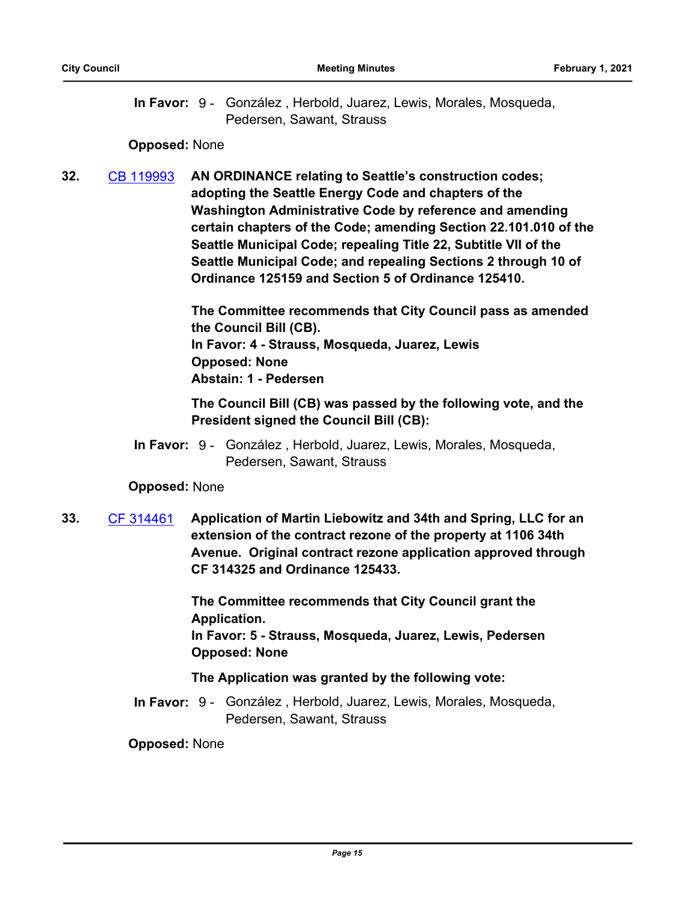**In Favor:** 9 - González , Herbold, Juarez, Lewis, Morales, Mosqueda, Pedersen, Sawant, Strauss

**Opposed:** None

**32.** CB 119993 **AN ORDINANCE relating to Seattle's construction codes; adopting the Seattle Energy Code and chapters of the Washington Administrative Code by reference and amending certain chapters of the Code; amending Section 22.101.010 of the Seattle Municipal Code; repealing Title 22, Subtitle VII of the Seattle Municipal Code; and repealing Sections 2 through 10 of Ordinance 125159 and Section 5 of Ordinance 125410.**

**The Committee recommends that City Council pass as amended the Council Bill (CB).**
**In Favor: 4 - Strauss, Mosqueda, Juarez, Lewis**
**Opposed: None**
**Abstain: 1 - Pedersen**

**The Council Bill (CB) was passed by the following vote, and the President signed the Council Bill (CB):**

**In Favor:** 9 - González , Herbold, Juarez, Lewis, Morales, Mosqueda, Pedersen, Sawant, Strauss

**Opposed:** None

**33.** CF 314461 **Application of Martin Liebowitz and 34th and Spring, LLC for an extension of the contract rezone of the property at 1106 34th Avenue. Original contract rezone application approved through CF 314325 and Ordinance 125433.**

**The Committee recommends that City Council grant the Application.**
**In Favor: 5 - Strauss, Mosqueda, Juarez, Lewis, Pedersen**
**Opposed: None**

**The Application was granted by the following vote:**

**In Favor:** 9 - González , Herbold, Juarez, Lewis, Morales, Mosqueda, Pedersen, Sawant, Strauss

**Opposed:** None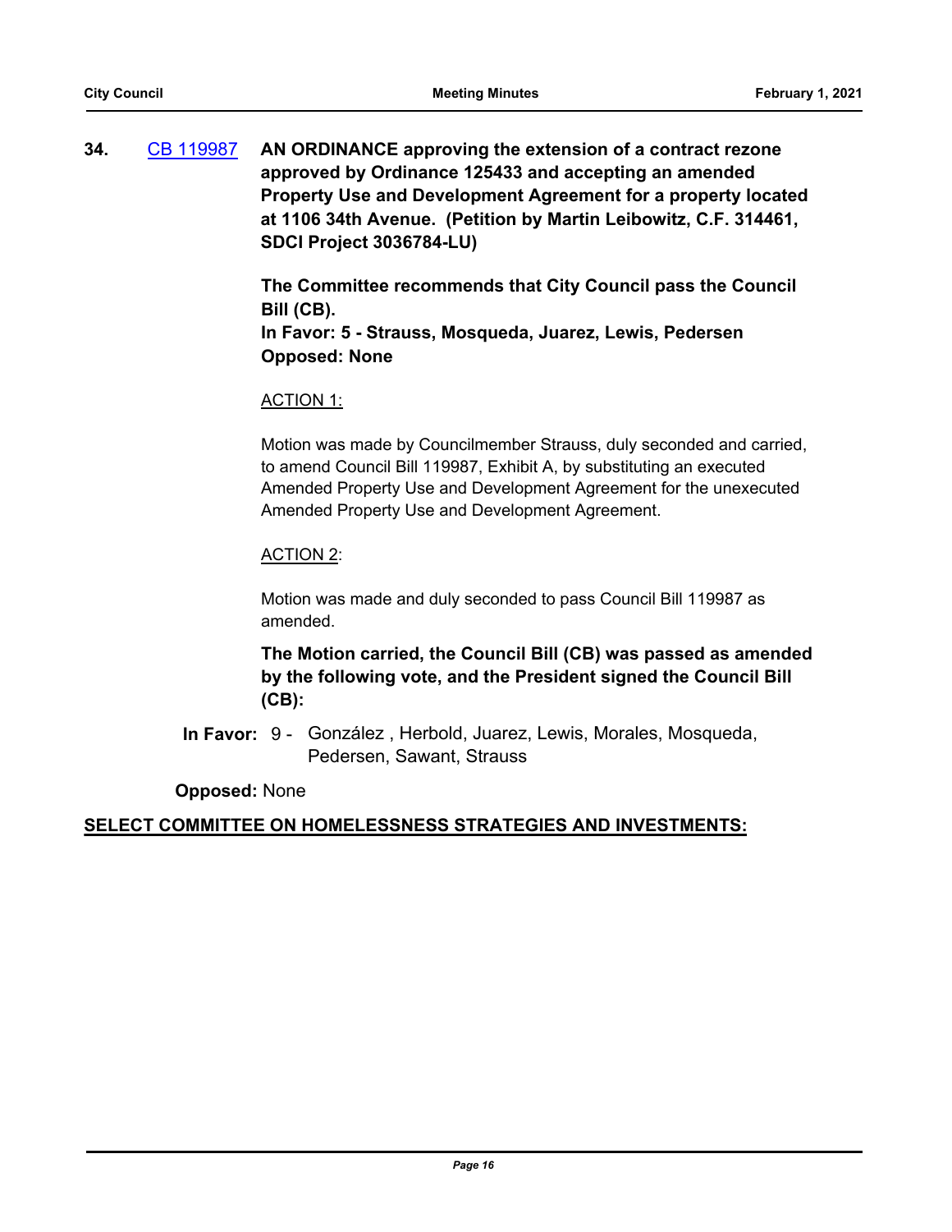**34.** [CB 119987](CB 119987) **AN ORDINANCE approving the extension of a contract rezone approved by Ordinance 125433 and accepting an amended Property Use and Development Agreement for a property located at 1106 34th Avenue. (Petition by Martin Leibowitz, C.F. 314461, SDCI Project 3036784-LU)**

**The Committee recommends that City Council pass the Council Bill (CB).**
**In Favor: 5 - Strauss, Mosqueda, Juarez, Lewis, Pedersen**
**Opposed: None**

ACTION 1:

Motion was made by Councilmember Strauss, duly seconded and carried, to amend Council Bill 119987, Exhibit A, by substituting an executed Amended Property Use and Development Agreement for the unexecuted Amended Property Use and Development Agreement.

ACTION 2:

Motion was made and duly seconded to pass Council Bill 119987 as amended.

**The Motion carried, the Council Bill (CB) was passed as amended by the following vote, and the President signed the Council Bill (CB):**

**In Favor:** 9 - González , Herbold, Juarez, Lewis, Morales, Mosqueda, Pedersen, Sawant, Strauss

**Opposed:** None

**SELECT COMMITTEE ON HOMELESSNESS STRATEGIES AND INVESTMENTS:**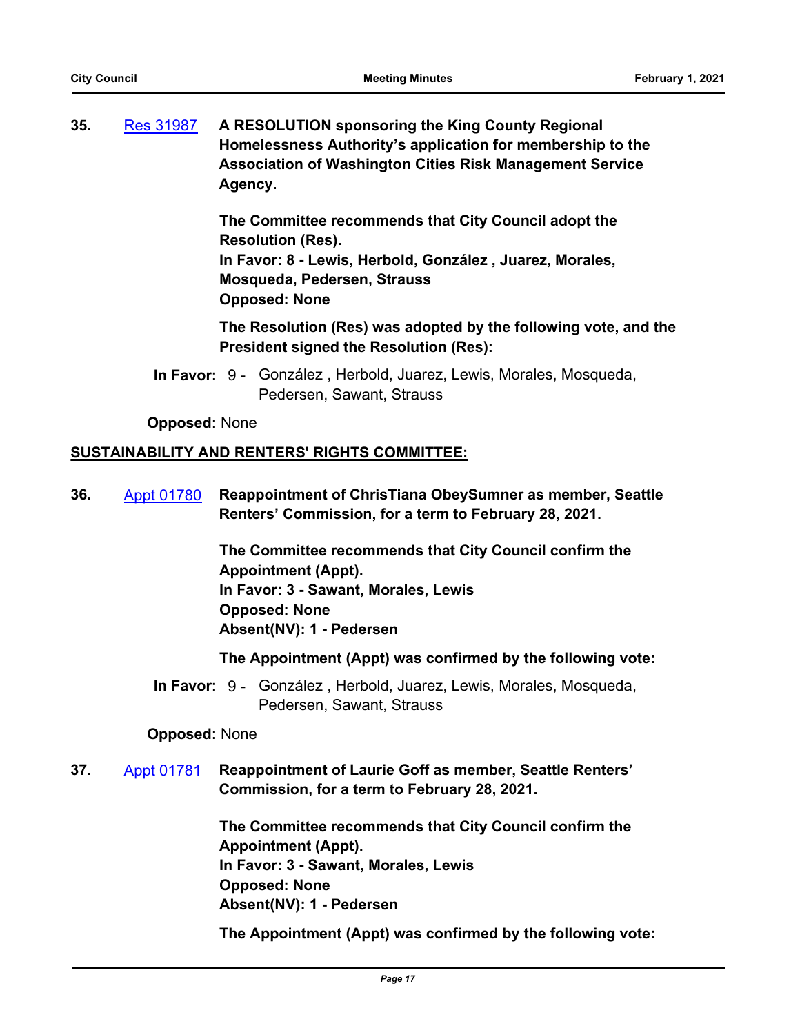**35.** Res 31987 **A RESOLUTION sponsoring the King County Regional Homelessness Authority's application for membership to the Association of Washington Cities Risk Management Service Agency.**

**The Committee recommends that City Council adopt the Resolution (Res).**
**In Favor: 8 - Lewis, Herbold, González , Juarez, Morales, Mosqueda, Pedersen, Strauss**
**Opposed: None**

**The Resolution (Res) was adopted by the following vote, and the President signed the Resolution (Res):**

**In Favor:** 9 - González , Herbold, Juarez, Lewis, Morales, Mosqueda, Pedersen, Sawant, Strauss

**Opposed:** None

**SUSTAINABILITY AND RENTERS' RIGHTS COMMITTEE:**

**36.** Appt 01780 **Reappointment of ChrisTiana ObeySumner as member, Seattle Renters' Commission, for a term to February 28, 2021.**

**The Committee recommends that City Council confirm the Appointment (Appt).**
**In Favor: 3 - Sawant, Morales, Lewis**
**Opposed: None**
**Absent(NV): 1 - Pedersen**

**The Appointment (Appt) was confirmed by the following vote:**

**In Favor:** 9 - González , Herbold, Juarez, Lewis, Morales, Mosqueda, Pedersen, Sawant, Strauss

**Opposed:** None

**37.** Appt 01781 **Reappointment of Laurie Goff as member, Seattle Renters' Commission, for a term to February 28, 2021.**

**The Committee recommends that City Council confirm the Appointment (Appt).**
**In Favor: 3 - Sawant, Morales, Lewis**
**Opposed: None**
**Absent(NV): 1 - Pedersen**

**The Appointment (Appt) was confirmed by the following vote:**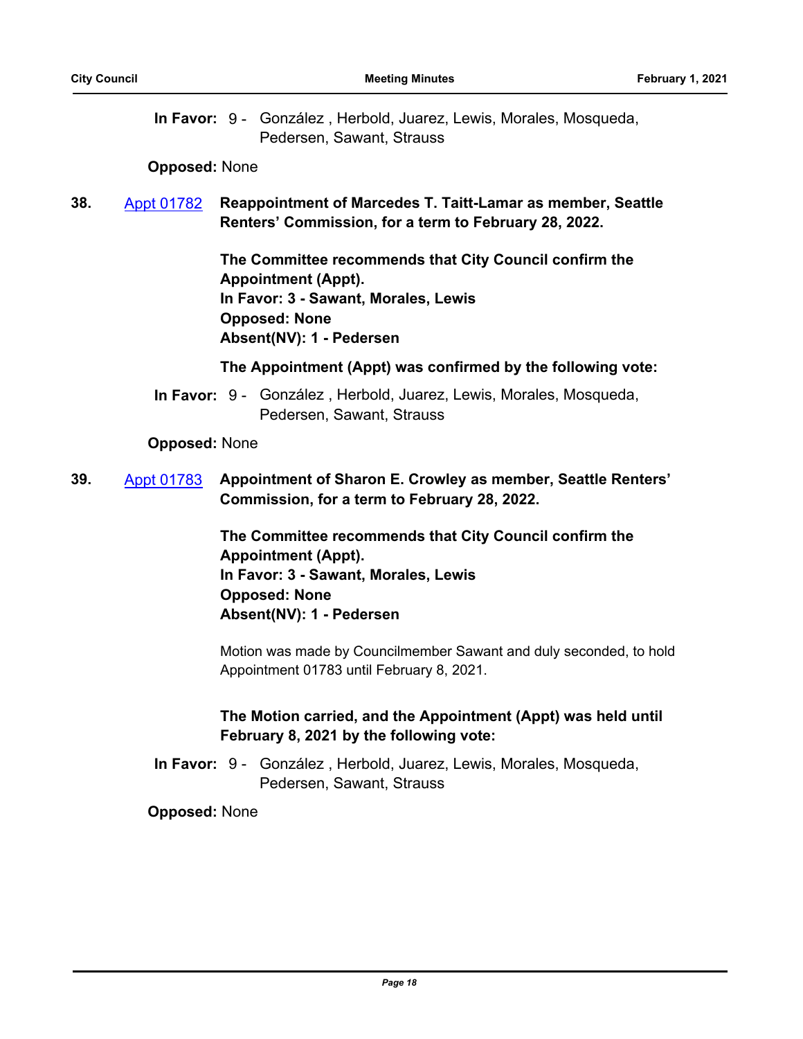**In Favor:** 9 - González , Herbold, Juarez, Lewis, Morales, Mosqueda, Pedersen, Sawant, Strauss

**Opposed:** None

**38.** [Appt 01782](#) **Reappointment of Marcedes T. Taitt-Lamar as member, Seattle Renters' Commission, for a term to February 28, 2022.**

**The Committee recommends that City Council confirm the Appointment (Appt).**
**In Favor: 3 - Sawant, Morales, Lewis**
**Opposed: None**
**Absent(NV): 1 - Pedersen**

**The Appointment (Appt) was confirmed by the following vote:**

**In Favor:** 9 - González , Herbold, Juarez, Lewis, Morales, Mosqueda, Pedersen, Sawant, Strauss

**Opposed:** None

**39.** [Appt 01783](#) **Appointment of Sharon E. Crowley as member, Seattle Renters' Commission, for a term to February 28, 2022.**

**The Committee recommends that City Council confirm the Appointment (Appt).**
**In Favor: 3 - Sawant, Morales, Lewis**
**Opposed: None**
**Absent(NV): 1 - Pedersen**

Motion was made by Councilmember Sawant and duly seconded, to hold Appointment 01783 until February 8, 2021.

**The Motion carried, and the Appointment (Appt) was held until February 8, 2021 by the following vote:**

**In Favor:** 9 - González , Herbold, Juarez, Lewis, Morales, Mosqueda, Pedersen, Sawant, Strauss

**Opposed:** None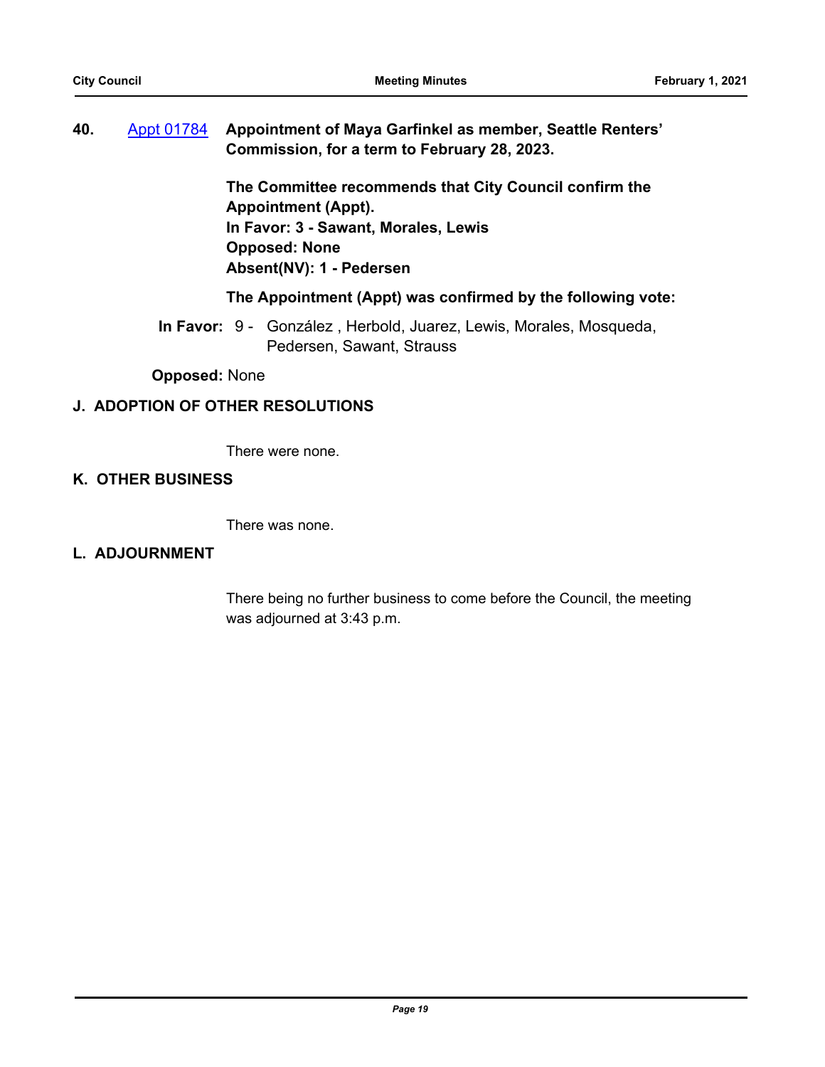**40.** Appt 01784 **Appointment of Maya Garfinkel as member, Seattle Renters' Commission, for a term to February 28, 2023.**

**The Committee recommends that City Council confirm the Appointment (Appt).**
**In Favor: 3 - Sawant, Morales, Lewis**
**Opposed: None**
**Absent(NV): 1 - Pedersen**

**The Appointment (Appt) was confirmed by the following vote:**

**In Favor:** 9 - González , Herbold, Juarez, Lewis, Morales, Mosqueda, Pedersen, Sawant, Strauss

**Opposed:** None

## J. ADOPTION OF OTHER RESOLUTIONS

There were none.

## K. OTHER BUSINESS

There was none.

## L. ADJOURNMENT

There being no further business to come before the Council, the meeting was adjourned at 3:43 p.m.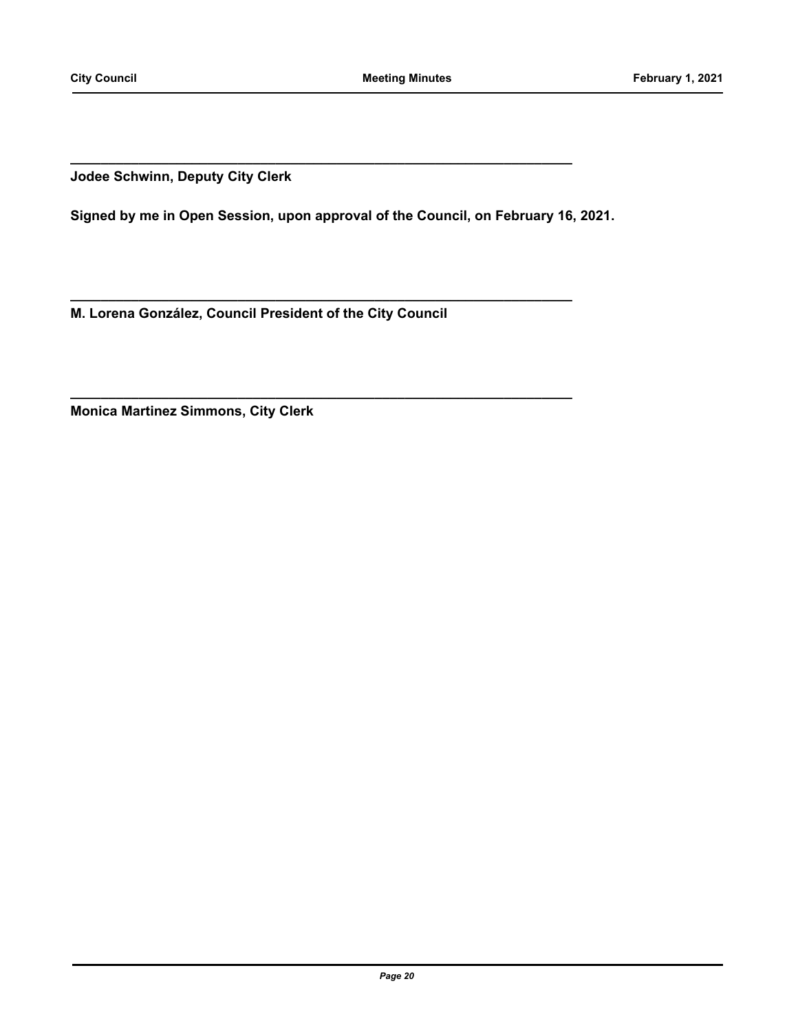\_\_\_\_\_\_\_\_\_\_\_\_\_\_\_\_\_\_\_\_\_\_\_\_\_\_\_\_\_\_\_\_\_\_\_\_\_\_\_\_\_\_\_\_\_\_\_\_\_\_\_\_\_\_\_\_\_\_\_\_\_\_\_\_\_\_\_\_

**Jodee Schwinn, Deputy City Clerk**

**Signed by me in Open Session, upon approval of the Council, on February 16, 2021.**

\_\_\_\_\_\_\_\_\_\_\_\_\_\_\_\_\_\_\_\_\_\_\_\_\_\_\_\_\_\_\_\_\_\_\_\_\_\_\_\_\_\_\_\_\_\_\_\_\_\_\_\_\_\_\_\_\_\_\_\_\_\_\_\_\_\_\_\_

**M. Lorena González, Council President of the City Council**

\_\_\_\_\_\_\_\_\_\_\_\_\_\_\_\_\_\_\_\_\_\_\_\_\_\_\_\_\_\_\_\_\_\_\_\_\_\_\_\_\_\_\_\_\_\_\_\_\_\_\_\_\_\_\_\_\_\_\_\_\_\_\_\_\_\_\_\_

**Monica Martinez Simmons, City Clerk**